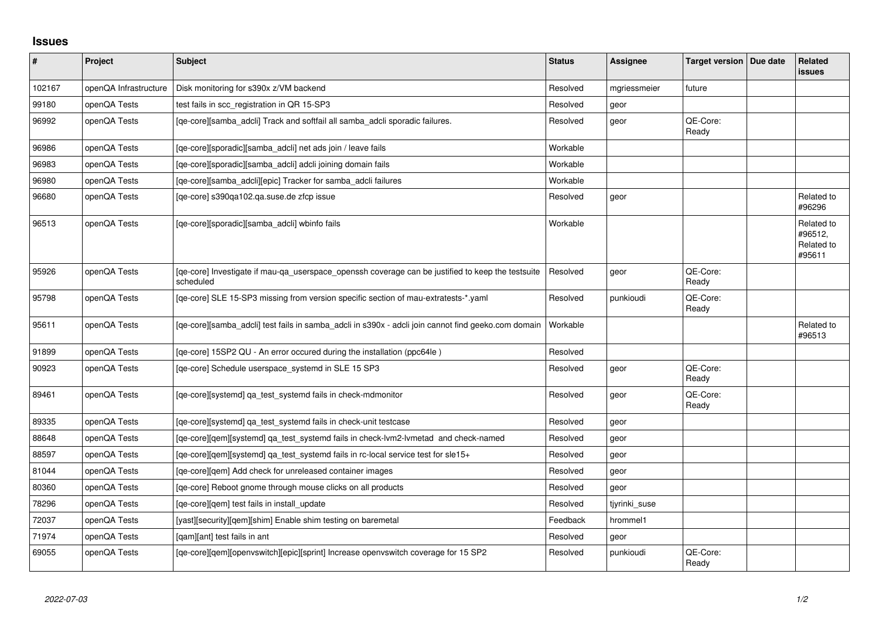# Issues

| # | Project | Subject | Status | Assignee | Target version | Due date | Related issues |
|---|---|---|---|---|---|---|---|
| 102167 | openQA Infrastructure | Disk monitoring for s390x z/VM backend | Resolved | mgriessmeier | future | | |
| 99180 | openQA Tests | test fails in scc_registration in QR 15-SP3 | Resolved | geor | | | |
| 96992 | openQA Tests | [qe-core][samba_adcli] Track and softfail all samba_adcli sporadic failures. | Resolved | geor | QE-Core: Ready | | |
| 96986 | openQA Tests | [qe-core][sporadic][samba_adcli] net ads join / leave fails | Workable | | | | |
| 96983 | openQA Tests | [qe-core][sporadic][samba_adcli] adcli joining domain fails | Workable | | | | |
| 96980 | openQA Tests | [qe-core][samba_adcli][epic] Tracker for samba_adcli failures | Workable | | | | |
| 96680 | openQA Tests | [qe-core] s390qa102.qa.suse.de zfcp issue | Resolved | geor | | | Related to #96296 |
| 96513 | openQA Tests | [qe-core][sporadic][samba_adcli] wbinfo fails | Workable | | | | Related to #96512, Related to #95611 |
| 95926 | openQA Tests | [qe-core] Investigate if mau-qa_userspace_openssh coverage can be justified to keep the testsuite scheduled | Resolved | geor | QE-Core: Ready | | |
| 95798 | openQA Tests | [qe-core] SLE 15-SP3 missing from version specific section of mau-extratests-*.yaml | Resolved | punkioudi | QE-Core: Ready | | |
| 95611 | openQA Tests | [qe-core][samba_adcli] test fails in samba_adcli in s390x - adcli join cannot find geeko.com domain | Workable | | | | Related to #96513 |
| 91899 | openQA Tests | [qe-core] 15SP2 QU - An error occured during the installation (ppc64le ) | Resolved | | | | |
| 90923 | openQA Tests | [qe-core] Schedule userspace_systemd in SLE 15 SP3 | Resolved | geor | QE-Core: Ready | | |
| 89461 | openQA Tests | [qe-core][systemd] qa_test_systemd fails in check-mdmonitor | Resolved | geor | QE-Core: Ready | | |
| 89335 | openQA Tests | [qe-core][systemd] qa_test_systemd fails in check-unit testcase | Resolved | geor | | | |
| 88648 | openQA Tests | [qe-core][qem][systemd] qa_test_systemd fails in check-lvm2-lvmetad and check-named | Resolved | geor | | | |
| 88597 | openQA Tests | [qe-core][qem][systemd] qa_test_systemd fails in rc-local service test for sle15+ | Resolved | geor | | | |
| 81044 | openQA Tests | [qe-core][qem] Add check for unreleased container images | Resolved | geor | | | |
| 80360 | openQA Tests | [qe-core] Reboot gnome through mouse clicks on all products | Resolved | geor | | | |
| 78296 | openQA Tests | [qe-core][qem] test fails in install_update | Resolved | tjyrinki_suse | | | |
| 72037 | openQA Tests | [yast][security][qem][shim] Enable shim testing on baremetal | Feedback | hrommel1 | | | |
| 71974 | openQA Tests | [qam][ant] test fails in ant | Resolved | geor | | | |
| 69055 | openQA Tests | [qe-core][qem][openvswitch][epic][sprint] Increase openvswitch coverage for 15 SP2 | Resolved | punkioudi | QE-Core: Ready | | |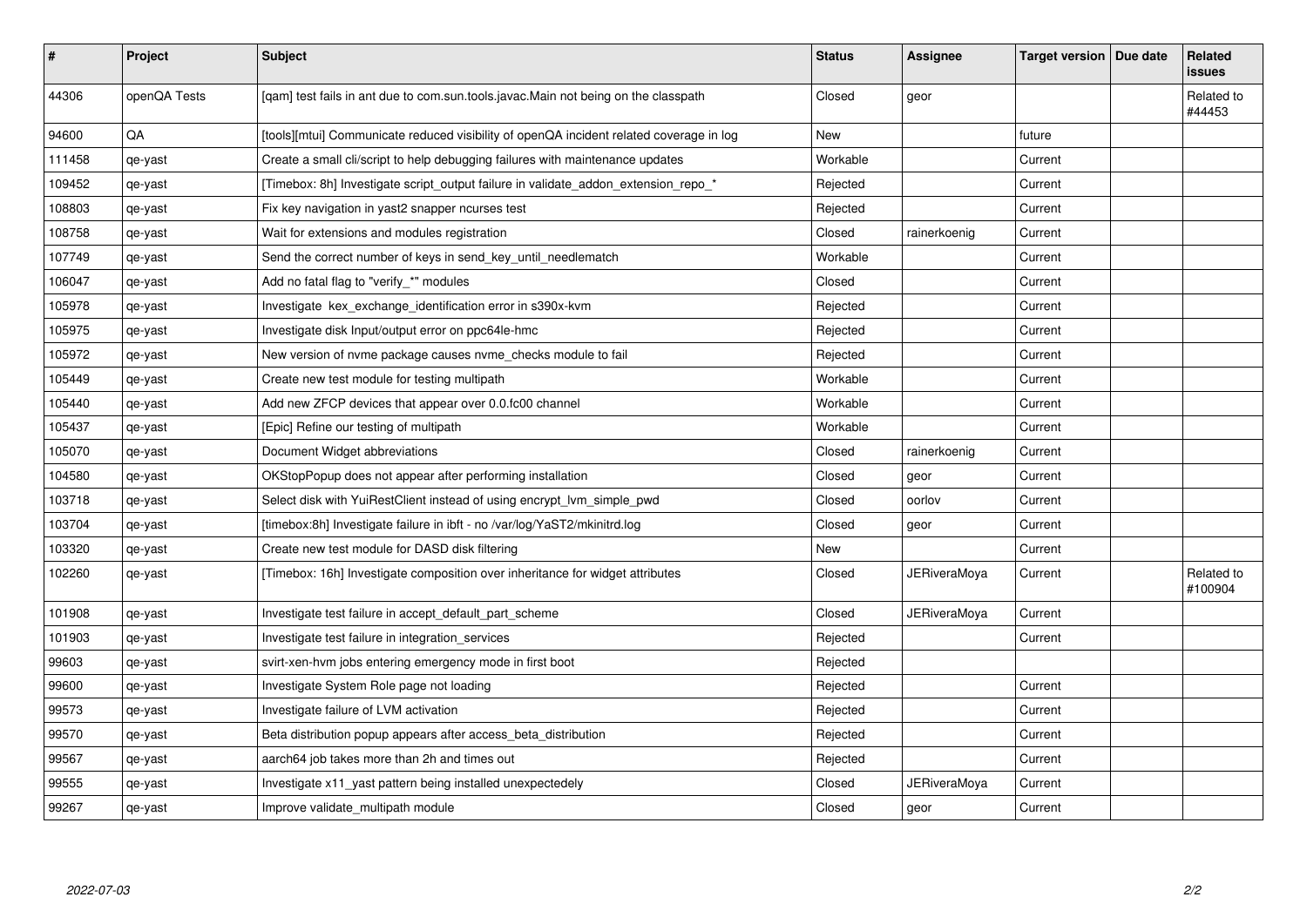| # | Project | Subject | Status | Assignee | Target version | Due date | Related issues |
|---|---|---|---|---|---|---|---|
| 44306 | openQA Tests | [qam] test fails in ant due to com.sun.tools.javac.Main not being on the classpath | Closed | geor | | | Related to #44453 |
| 94600 | QA | [tools][mtui] Communicate reduced visibility of openQA incident related coverage in log | New | | future | | |
| 111458 | qe-yast | Create a small cli/script to help debugging failures with maintenance updates | Workable | | Current | | |
| 109452 | qe-yast | [Timebox: 8h] Investigate script_output failure in validate_addon_extension_repo_* | Rejected | | Current | | |
| 108803 | qe-yast | Fix key navigation in yast2 snapper ncurses test | Rejected | | Current | | |
| 108758 | qe-yast | Wait for extensions and modules registration | Closed | rainerkoenig | Current | | |
| 107749 | qe-yast | Send the correct number of keys in send_key_until_needlematch | Workable | | Current | | |
| 106047 | qe-yast | Add no fatal flag to "verify_*" modules | Closed | | Current | | |
| 105978 | qe-yast | Investigate kex_exchange_identification error in s390x-kvm | Rejected | | Current | | |
| 105975 | qe-yast | Investigate disk Input/output error on ppc64le-hmc | Rejected | | Current | | |
| 105972 | qe-yast | New version of nvme package causes nvme_checks module to fail | Rejected | | Current | | |
| 105449 | qe-yast | Create new test module for testing multipath | Workable | | Current | | |
| 105440 | qe-yast | Add new ZFCP devices that appear over 0.0.fc00 channel | Workable | | Current | | |
| 105437 | qe-yast | [Epic] Refine our testing of multipath | Workable | | Current | | |
| 105070 | qe-yast | Document Widget abbreviations | Closed | rainerkoenig | Current | | |
| 104580 | qe-yast | OKStopPopup does not appear after performing installation | Closed | geor | Current | | |
| 103718 | qe-yast | Select disk with YuiRestClient instead of using encrypt_lvm_simple_pwd | Closed | oorlov | Current | | |
| 103704 | qe-yast | [timebox:8h] Investigate failure in ibft - no /var/log/YaST2/mkinitrd.log | Closed | geor | Current | | |
| 103320 | qe-yast | Create new test module for DASD disk filtering | New | | Current | | |
| 102260 | qe-yast | [Timebox: 16h] Investigate composition over inheritance for widget attributes | Closed | JERiveraMoya | Current | | Related to #100904 |
| 101908 | qe-yast | Investigate test failure in accept_default_part_scheme | Closed | JERiveraMoya | Current | | |
| 101903 | qe-yast | Investigate test failure in integration_services | Rejected | | Current | | |
| 99603 | qe-yast | svirt-xen-hvm jobs entering emergency mode in first boot | Rejected | | | | |
| 99600 | qe-yast | Investigate System Role page not loading | Rejected | | Current | | |
| 99573 | qe-yast | Investigate failure of LVM activation | Rejected | | Current | | |
| 99570 | qe-yast | Beta distribution popup appears after access_beta_distribution | Rejected | | Current | | |
| 99567 | qe-yast | aarch64 job takes more than 2h and times out | Rejected | | Current | | |
| 99555 | qe-yast | Investigate x11_yast pattern being installed unexpectedely | Closed | JERiveraMoya | Current | | |
| 99267 | qe-yast | Improve validate_multipath module | Closed | geor | Current | | |